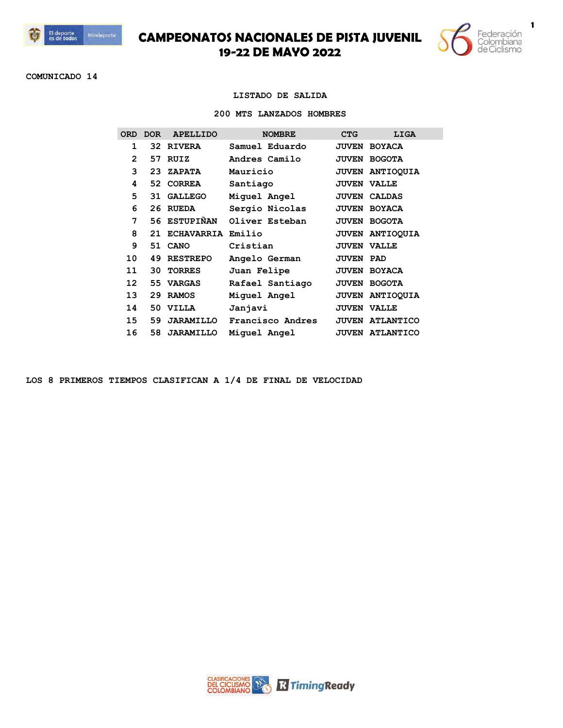# CAMPEONATOS NACIONALES DE PISTA JUVENIL
## 19-22 DE MAYO 2022

COMUNICADO 14

### LISTADO DE SALIDA

### 200 MTS LANZADOS HOMBRES

| ORD | DOR | APELLIDO | NOMBRE | CTG | LIGA |
|---|---|---|---|---|---|
| 1 | 32 | RIVERA | Samuel Eduardo | JUVEN | BOYACA |
| 2 | 57 | RUIZ | Andres Camilo | JUVEN | BOGOTA |
| 3 | 23 | ZAPATA | Mauricio | JUVEN | ANTIOQUIA |
| 4 | 52 | CORREA | Santiago | JUVEN | VALLE |
| 5 | 31 | GALLEGO | Miguel Angel | JUVEN | CALDAS |
| 6 | 26 | RUEDA | Sergio Nicolas | JUVEN | BOYACA |
| 7 | 56 | ESTUPIÑAN | Oliver Esteban | JUVEN | BOGOTA |
| 8 | 21 | ECHAVARRIA | Emilio | JUVEN | ANTIOQUIA |
| 9 | 51 | CANO | Cristian | JUVEN | VALLE |
| 10 | 49 | RESTREPO | Angelo German | JUVEN | PAD |
| 11 | 30 | TORRES | Juan Felipe | JUVEN | BOYACA |
| 12 | 55 | VARGAS | Rafael Santiago | JUVEN | BOGOTA |
| 13 | 29 | RAMOS | Miguel Angel | JUVEN | ANTIOQUIA |
| 14 | 50 | VILLA | Janjavi | JUVEN | VALLE |
| 15 | 59 | JARAMILLO | Francisco Andres | JUVEN | ATLANTICO |
| 16 | 58 | JARAMILLO | Miguel Angel | JUVEN | ATLANTICO |

LOS 8 PRIMEROS TIEMPOS CLASIFICAN A 1/4 DE FINAL DE VELOCIDAD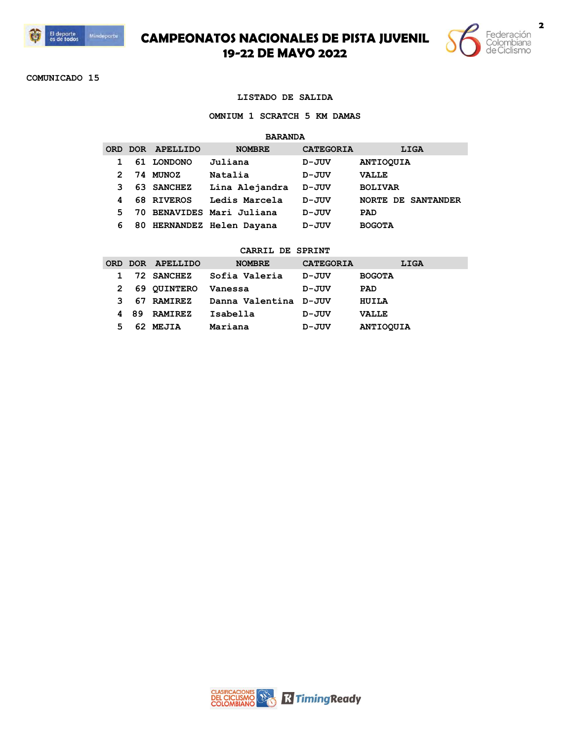# CAMPEONATOS NACIONALES DE PISTA JUVENIL
## 19-22 DE MAYO 2022

COMUNICADO 15

### LISTADO DE SALIDA

### OMNIUM 1 SCRATCH 5 KM DAMAS

**BARANDA**

| ORD | DOR | APELLIDO | NOMBRE | CATEGORIA | LIGA |
|---|---|---|---|---|---|
| 1 | 61 | LONDONO | Juliana | D-JUV | ANTIOQUIA |
| 2 | 74 | MUNOZ | Natalia | D-JUV | VALLE |
| 3 | 63 | SANCHEZ | Lina Alejandra | D-JUV | BOLIVAR |
| 4 | 68 | RIVEROS | Ledis Marcela | D-JUV | NORTE DE SANTANDER |
| 5 | 70 | BENAVIDES | Mari Juliana | D-JUV | PAD |
| 6 | 80 | HERNANDEZ | Helen Dayana | D-JUV | BOGOTA |

**CARRIL DE SPRINT**

| ORD | DOR | APELLIDO | NOMBRE | CATEGORIA | LIGA |
|---|---|---|---|---|---|
| 1 | 72 | SANCHEZ | Sofia Valeria | D-JUV | BOGOTA |
| 2 | 69 | QUINTERO | Vanessa | D-JUV | PAD |
| 3 | 67 | RAMIREZ | Danna Valentina | D-JUV | HUILA |
| 4 | 89 | RAMIREZ | Isabella | D-JUV | VALLE |
| 5 | 62 | MEJIA | Mariana | D-JUV | ANTIOQUIA |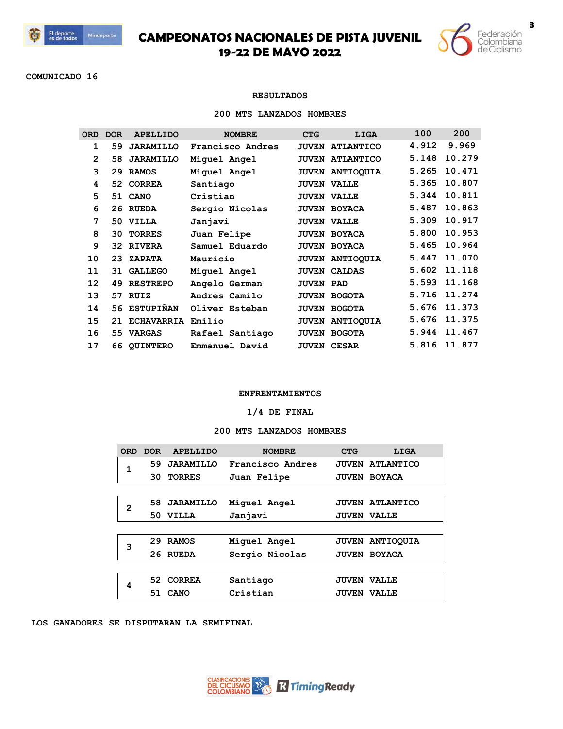# CAMPEONATOS NACIONALES DE PISTA JUVENIL
## 19-22 DE MAYO 2022

COMUNICADO 16

### RESULTADOS

### 200 MTS LANZADOS HOMBRES

| ORD | DOR | APELLIDO | NOMBRE | CTG | LIGA | 100 | 200 |
|---|---|---|---|---|---|---|---|
| 1 | 59 | JARAMILLO | Francisco Andres | JUVEN | ATLANTICO | 4.912 | 9.969 |
| 2 | 58 | JARAMILLO | Miguel Angel | JUVEN | ATLANTICO | 5.148 | 10.279 |
| 3 | 29 | RAMOS | Miguel Angel | JUVEN | ANTIOQUIA | 5.265 | 10.471 |
| 4 | 52 | CORREA | Santiago | JUVEN | VALLE | 5.365 | 10.807 |
| 5 | 51 | CANO | Cristian | JUVEN | VALLE | 5.344 | 10.811 |
| 6 | 26 | RUEDA | Sergio Nicolas | JUVEN | BOYACA | 5.487 | 10.863 |
| 7 | 50 | VILLA | Janjavi | JUVEN | VALLE | 5.309 | 10.917 |
| 8 | 30 | TORRES | Juan Felipe | JUVEN | BOYACA | 5.800 | 10.953 |
| 9 | 32 | RIVERA | Samuel Eduardo | JUVEN | BOYACA | 5.465 | 10.964 |
| 10 | 23 | ZAPATA | Mauricio | JUVEN | ANTIOQUIA | 5.447 | 11.070 |
| 11 | 31 | GALLEGO | Miguel Angel | JUVEN | CALDAS | 5.602 | 11.118 |
| 12 | 49 | RESTREPO | Angelo German | JUVEN | PAD | 5.593 | 11.168 |
| 13 | 57 | RUIZ | Andres Camilo | JUVEN | BOGOTA | 5.716 | 11.274 |
| 14 | 56 | ESTUPIÑAN | Oliver Esteban | JUVEN | BOGOTA | 5.676 | 11.373 |
| 15 | 21 | ECHAVARRIA | Emilio | JUVEN | ANTIOQUIA | 5.676 | 11.375 |
| 16 | 55 | VARGAS | Rafael Santiago | JUVEN | BOGOTA | 5.944 | 11.467 |
| 17 | 66 | QUINTERO | Emmanuel David | JUVEN | CESAR | 5.816 | 11.877 |

### ENFRENTAMIENTOS

### 1/4 DE FINAL

### 200 MTS LANZADOS HOMBRES

| ORD | DOR | APELLIDO | NOMBRE | CTG | LIGA |
|---|---|---|---|---|---|
| 1 | 59 | JARAMILLO | Francisco Andres | JUVEN | ATLANTICO |
| | 30 | TORRES | Juan Felipe | JUVEN | BOYACA |
| 2 | 58 | JARAMILLO | Miguel Angel | JUVEN | ATLANTICO |
| | 50 | VILLA | Janjavi | JUVEN | VALLE |
| 3 | 29 | RAMOS | Miguel Angel | JUVEN | ANTIOQUIA |
| | 26 | RUEDA | Sergio Nicolas | JUVEN | BOYACA |
| 4 | 52 | CORREA | Santiago | JUVEN | VALLE |
| | 51 | CANO | Cristian | JUVEN | VALLE |

LOS GANADORES SE DISPUTARAN LA SEMIFINAL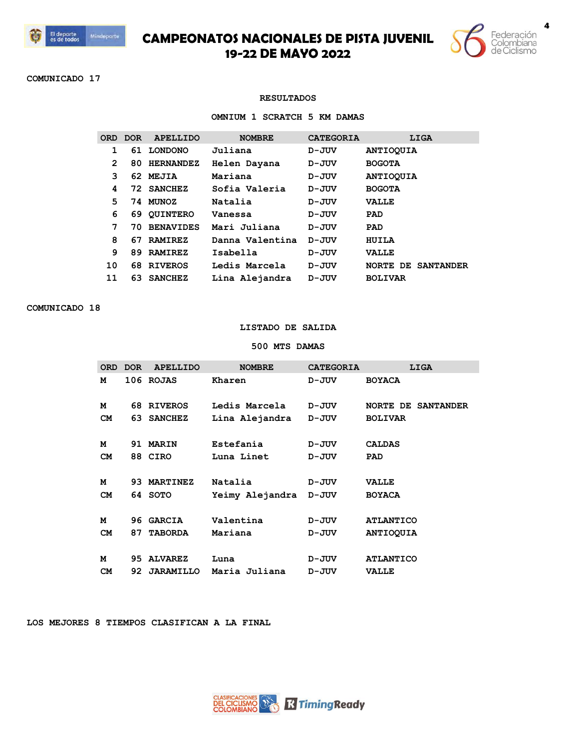# CAMPEONATOS NACIONALES DE PISTA JUVENIL
## 19-22 DE MAYO 2022

COMUNICADO 17

RESULTADOS

OMNIUM 1 SCRATCH 5 KM DAMAS

| ORD | DOR | APELLIDO | NOMBRE | CATEGORIA | LIGA |
|---|---|---|---|---|---|
| 1 | 61 | LONDONO | Juliana | D-JUV | ANTIOQUIA |
| 2 | 80 | HERNANDEZ | Helen Dayana | D-JUV | BOGOTA |
| 3 | 62 | MEJIA | Mariana | D-JUV | ANTIOQUIA |
| 4 | 72 | SANCHEZ | Sofia Valeria | D-JUV | BOGOTA |
| 5 | 74 | MUNOZ | Natalia | D-JUV | VALLE |
| 6 | 69 | QUINTERO | Vanessa | D-JUV | PAD |
| 7 | 70 | BENAVIDES | Mari Juliana | D-JUV | PAD |
| 8 | 67 | RAMIREZ | Danna Valentina | D-JUV | HUILA |
| 9 | 89 | RAMIREZ | Isabella | D-JUV | VALLE |
| 10 | 68 | RIVEROS | Ledis Marcela | D-JUV | NORTE DE SANTANDER |
| 11 | 63 | SANCHEZ | Lina Alejandra | D-JUV | BOLIVAR |

COMUNICADO 18

LISTADO DE SALIDA

500 MTS DAMAS

| ORD | DOR | APELLIDO | NOMBRE | CATEGORIA | LIGA |
|---|---|---|---|---|---|
| M | 106 | ROJAS | Kharen | D-JUV | BOYACA |
| | | | | | |
| M | 68 | RIVEROS | Ledis Marcela | D-JUV | NORTE DE SANTANDER |
| CM | 63 | SANCHEZ | Lina Alejandra | D-JUV | BOLIVAR |
| | | | | | |
| M | 91 | MARIN | Estefania | D-JUV | CALDAS |
| CM | 88 | CIRO | Luna Linet | D-JUV | PAD |
| | | | | | |
| M | 93 | MARTINEZ | Natalia | D-JUV | VALLE |
| CM | 64 | SOTO | Yeimy Alejandra | D-JUV | BOYACA |
| | | | | | |
| M | 96 | GARCIA | Valentina | D-JUV | ATLANTICO |
| CM | 87 | TABORDA | Mariana | D-JUV | ANTIOQUIA |
| | | | | | |
| M | 95 | ALVAREZ | Luna | D-JUV | ATLANTICO |
| CM | 92 | JARAMILLO | Maria Juliana | D-JUV | VALLE |

LOS MEJORES 8 TIEMPOS CLASIFICAN A LA FINAL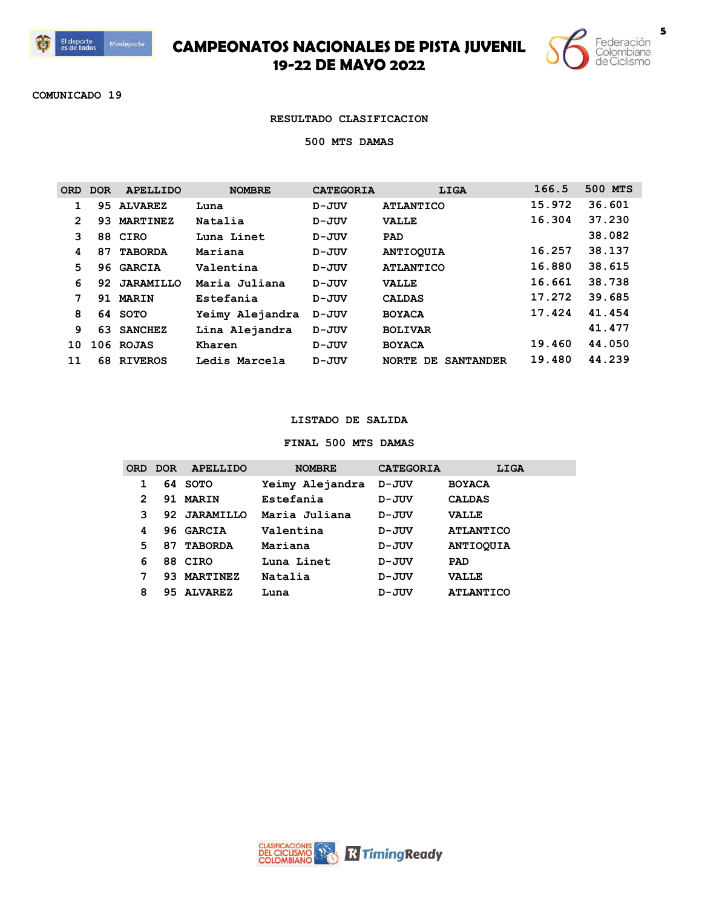# CAMPEONATOS NACIONALES DE PISTA JUVENIL
## 19-22 DE MAYO 2022

COMUNICADO 19

### RESULTADO CLASIFICACION

### 500 MTS DAMAS

| ORD | DOR | APELLIDO | NOMBRE | CATEGORIA | LIGA | 166.5 | 500 MTS |
|---|---|---|---|---|---|---|---|
| 1 | 95 | ALVAREZ | Luna | D-JUV | ATLANTICO | 15.972 | 36.601 |
| 2 | 93 | MARTINEZ | Natalia | D-JUV | VALLE | 16.304 | 37.230 |
| 3 | 88 | CIRO | Luna Linet | D-JUV | PAD | | 38.082 |
| 4 | 87 | TABORDA | Mariana | D-JUV | ANTIOQUIA | 16.257 | 38.137 |
| 5 | 96 | GARCIA | Valentina | D-JUV | ATLANTICO | 16.880 | 38.615 |
| 6 | 92 | JARAMILLO | Maria Juliana | D-JUV | VALLE | 16.661 | 38.738 |
| 7 | 91 | MARIN | Estefania | D-JUV | CALDAS | 17.272 | 39.685 |
| 8 | 64 | SOTO | Yeimy Alejandra | D-JUV | BOYACA | 17.424 | 41.454 |
| 9 | 63 | SANCHEZ | Lina Alejandra | D-JUV | BOLIVAR | | 41.477 |
| 10 | 106 | ROJAS | Kharen | D-JUV | BOYACA | 19.460 | 44.050 |
| 11 | 68 | RIVEROS | Ledis Marcela | D-JUV | NORTE DE SANTANDER | 19.480 | 44.239 |

### LISTADO DE SALIDA

### FINAL 500 MTS DAMAS

| ORD | DOR | APELLIDO | NOMBRE | CATEGORIA | LIGA |
|---|---|---|---|---|---|
| 1 | 64 | SOTO | Yeimy Alejandra | D-JUV | BOYACA |
| 2 | 91 | MARIN | Estefania | D-JUV | CALDAS |
| 3 | 92 | JARAMILLO | Maria Juliana | D-JUV | VALLE |
| 4 | 96 | GARCIA | Valentina | D-JUV | ATLANTICO |
| 5 | 87 | TABORDA | Mariana | D-JUV | ANTIOQUIA |
| 6 | 88 | CIRO | Luna Linet | D-JUV | PAD |
| 7 | 93 | MARTINEZ | Natalia | D-JUV | VALLE |
| 8 | 95 | ALVAREZ | Luna | D-JUV | ATLANTICO |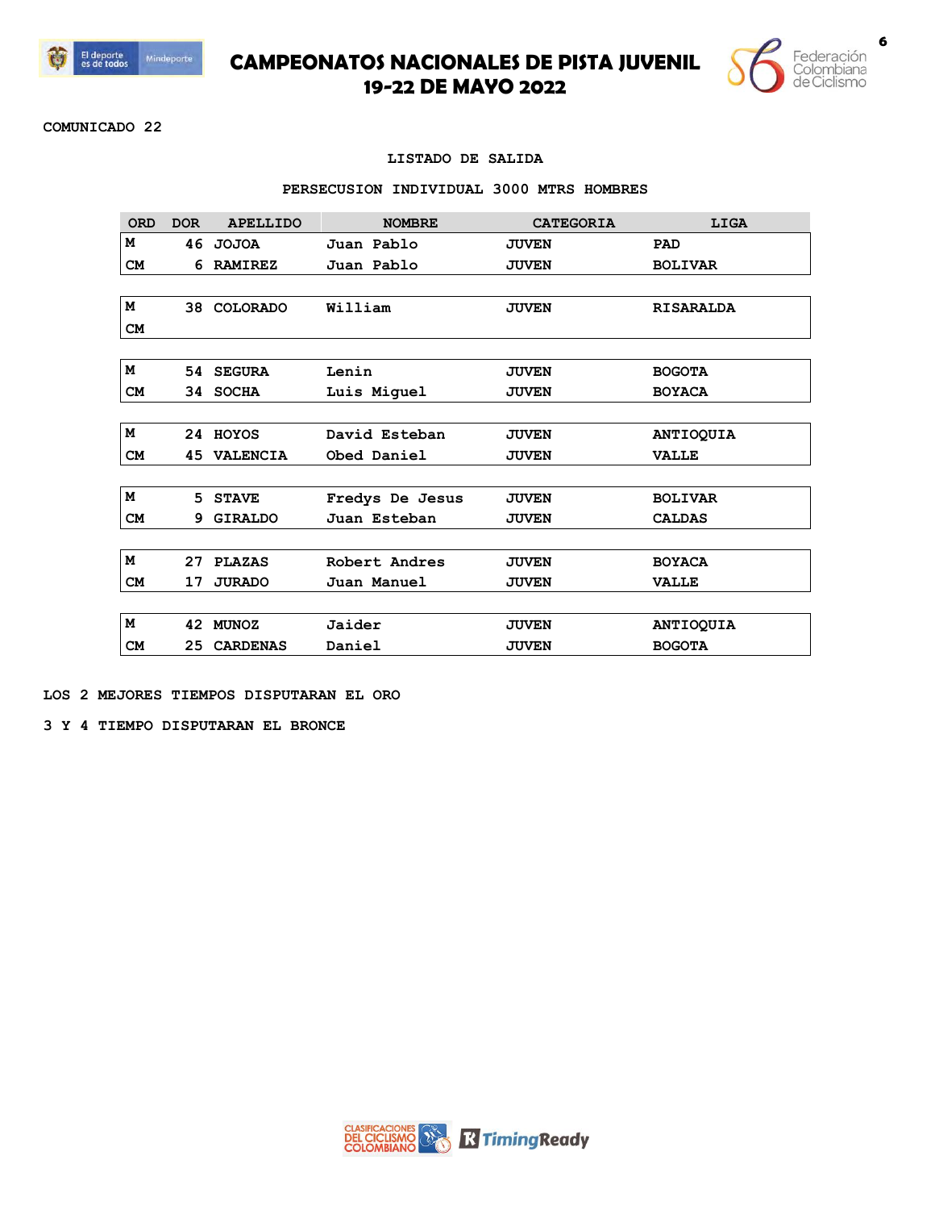# CAMPEONATOS NACIONALES DE PISTA JUVENIL
## 19-22 DE MAYO 2022

COMUNICADO 22

LISTADO DE SALIDA

PERSECUSION INDIVIDUAL 3000 MTRS HOMBRES

| ORD | DOR | APELLIDO | NOMBRE | CATEGORIA | LIGA |
|---|---|---|---|---|---|
| M | 46 | JOJOA | Juan Pablo | JUVEN | PAD |
| CM | 6 | RAMIREZ | Juan Pablo | JUVEN | BOLIVAR |
| | | | | | |
| M | 38 | COLORADO | William | JUVEN | RISARALDA |
| CM | | | | | |
| | | | | | |
| M | 54 | SEGURA | Lenin | JUVEN | BOGOTA |
| CM | 34 | SOCHA | Luis Miguel | JUVEN | BOYACA |
| | | | | | |
| M | 24 | HOYOS | David Esteban | JUVEN | ANTIOQUIA |
| CM | 45 | VALENCIA | Obed Daniel | JUVEN | VALLE |
| | | | | | |
| M | 5 | STAVE | Fredys De Jesus | JUVEN | BOLIVAR |
| CM | 9 | GIRALDO | Juan Esteban | JUVEN | CALDAS |
| | | | | | |
| M | 27 | PLAZAS | Robert Andres | JUVEN | BOYACA |
| CM | 17 | JURADO | Juan Manuel | JUVEN | VALLE |
| | | | | | |
| M | 42 | MUNOZ | Jaider | JUVEN | ANTIOQUIA |
| CM | 25 | CARDENAS | Daniel | JUVEN | BOGOTA |

LOS 2 MEJORES TIEMPOS DISPUTARAN EL ORO

3 Y 4 TIEMPO DISPUTARAN EL BRONCE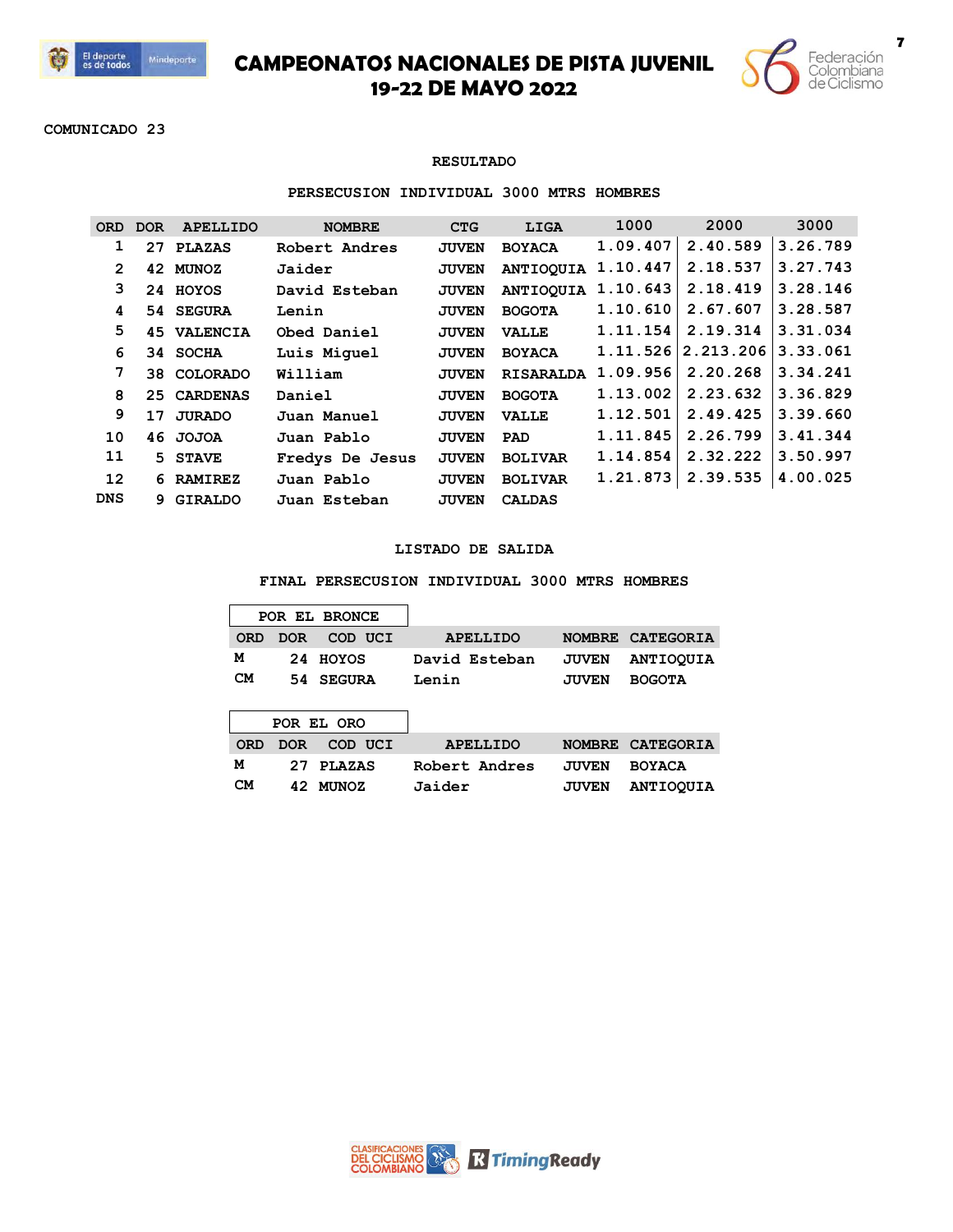# CAMPEONATOS NACIONALES DE PISTA JUVENIL
## 19-22 DE MAYO 2022

COMUNICADO 23

**RESULTADO**

**PERSECUCION INDIVIDUAL 3000 MTRS HOMBRES**

| ORD | DOR | APELLIDO | NOMBRE | CTG | LIGA | 1000 | 2000 | 3000 |
|---|---|---|---|---|---|---|---|---|
| 1 | 27 | PLAZAS | Robert Andres | JUVEN | BOYACA | 1.09.407 | 2.40.589 | 3.26.789 |
| 2 | 42 | MUNOZ | Jaider | JUVEN | ANTIOQUIA | 1.10.447 | 2.18.537 | 3.27.743 |
| 3 | 24 | HOYOS | David Esteban | JUVEN | ANTIOQUIA | 1.10.643 | 2.18.419 | 3.28.146 |
| 4 | 54 | SEGURA | Lenin | JUVEN | BOGOTA | 1.10.610 | 2.67.607 | 3.28.587 |
| 5 | 45 | VALENCIA | Obed Daniel | JUVEN | VALLE | 1.11.154 | 2.19.314 | 3.31.034 |
| 6 | 34 | SOCHA | Luis Miguel | JUVEN | BOYACA | 1.11.526 | 2.213.206 | 3.33.061 |
| 7 | 38 | COLORADO | William | JUVEN | RISARALDA | 1.09.956 | 2.20.268 | 3.34.241 |
| 8 | 25 | CARDENAS | Daniel | JUVEN | BOGOTA | 1.13.002 | 2.23.632 | 3.36.829 |
| 9 | 17 | JURADO | Juan Manuel | JUVEN | VALLE | 1.12.501 | 2.49.425 | 3.39.660 |
| 10 | 46 | JOJOA | Juan Pablo | JUVEN | PAD | 1.11.845 | 2.26.799 | 3.41.344 |
| 11 | 5 | STAVE | Fredys De Jesus | JUVEN | BOLIVAR | 1.14.854 | 2.32.222 | 3.50.997 |
| 12 | 6 | RAMIREZ | Juan Pablo | JUVEN | BOLIVAR | 1.21.873 | 2.39.535 | 4.00.025 |
| DNS | 9 | GIRALDO | Juan Esteban | JUVEN | CALDAS | | | |

**LISTADO DE SALIDA**

**FINAL PERSECUCION INDIVIDUAL 3000 MTRS HOMBRES**

**POR EL BRONCE**

| ORD | DOR | COD UCI | APELLIDO | NOMBRE | CATEGORIA |
|---|---|---|---|---|---|
| M | 24 | HOYOS | David Esteban | JUVEN | ANTIOQUIA |
| CM | 54 | SEGURA | Lenin | JUVEN | BOGOTA |

**POR EL ORO**

| ORD | DOR | COD UCI | APELLIDO | NOMBRE | CATEGORIA |
|---|---|---|---|---|---|
| M | 27 | PLAZAS | Robert Andres | JUVEN | BOYACA |
| CM | 42 | MUNOZ | Jaider | JUVEN | ANTIOQUIA |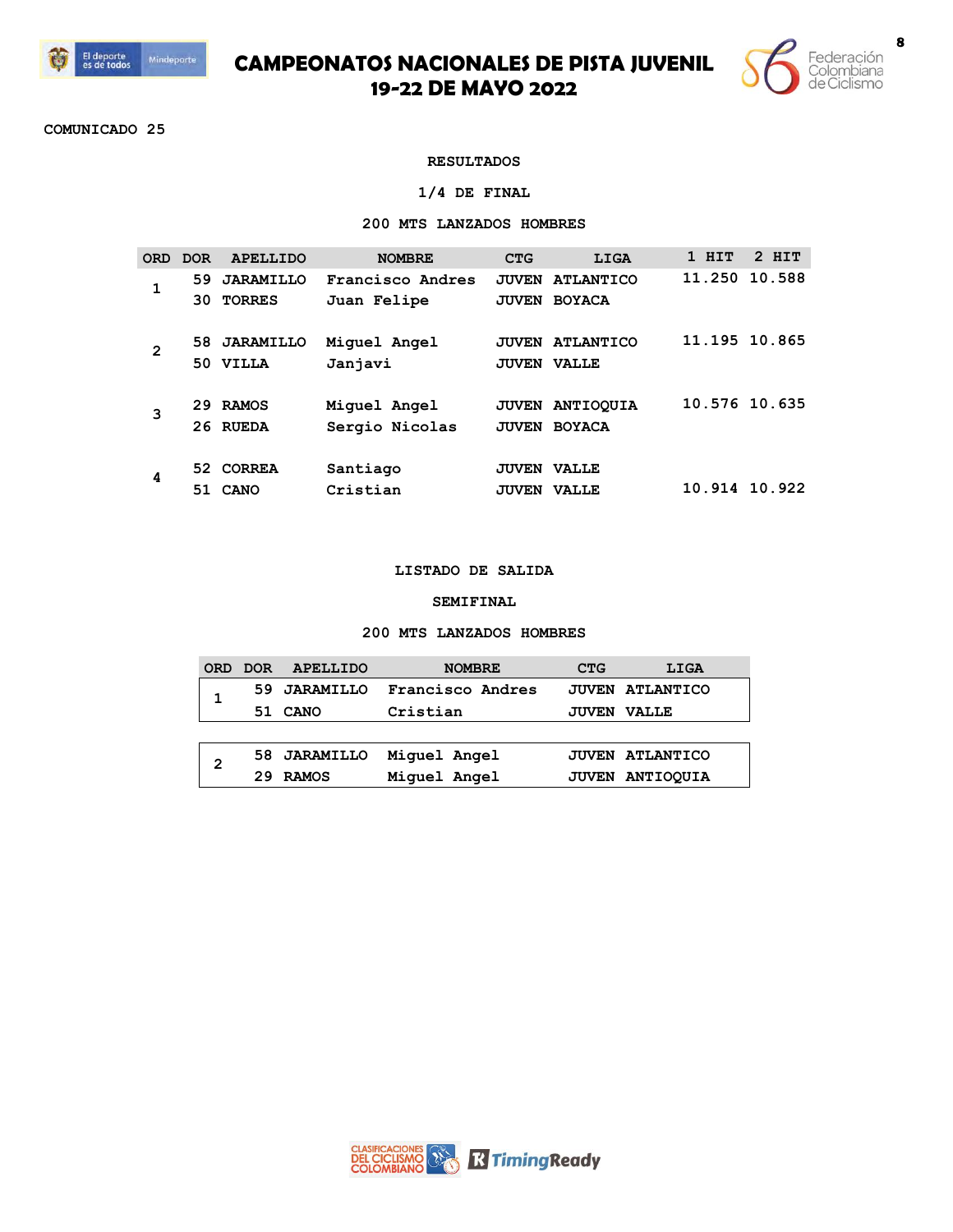# CAMPEONATOS NACIONALES DE PISTA JUVENIL
## 19-22 DE MAYO 2022

COMUNICADO 25

### RESULTADOS

### 1/4 DE FINAL

### 200 MTS LANZADOS HOMBRES

| ORD | DOR | APELLIDO | NOMBRE | CTG | LIGA | 1 HIT | 2 HIT |
|---|---|---|---|---|---|---|---|
| 1 | 59 | JARAMILLO | Francisco Andres | JUVEN | ATLANTICO | 11.250 | 10.588 |
| | 30 | TORRES | Juan Felipe | JUVEN | BOYACA | | |
| 2 | 58 | JARAMILLO | Miguel Angel | JUVEN | ATLANTICO | 11.195 | 10.865 |
| | 50 | VILLA | Janjavi | JUVEN | VALLE | | |
| 3 | 29 | RAMOS | Miguel Angel | JUVEN | ANTIOQUIA | 10.576 | 10.635 |
| | 26 | RUEDA | Sergio Nicolas | JUVEN | BOYACA | | |
| 4 | 52 | CORREA | Santiago | JUVEN | VALLE | | |
| | 51 | CANO | Cristian | JUVEN | VALLE | 10.914 | 10.922 |

### LISTADO DE SALIDA

### SEMIFINAL

### 200 MTS LANZADOS HOMBRES

| ORD | DOR | APELLIDO | NOMBRE | CTG | LIGA |
|---|---|---|---|---|---|
| 1 | 59 | JARAMILLO | Francisco Andres | JUVEN | ATLANTICO |
| | 51 | CANO | Cristian | JUVEN | VALLE |
| 2 | 58 | JARAMILLO | Miguel Angel | JUVEN | ATLANTICO |
| | 29 | RAMOS | Miguel Angel | JUVEN | ANTIOQUIA |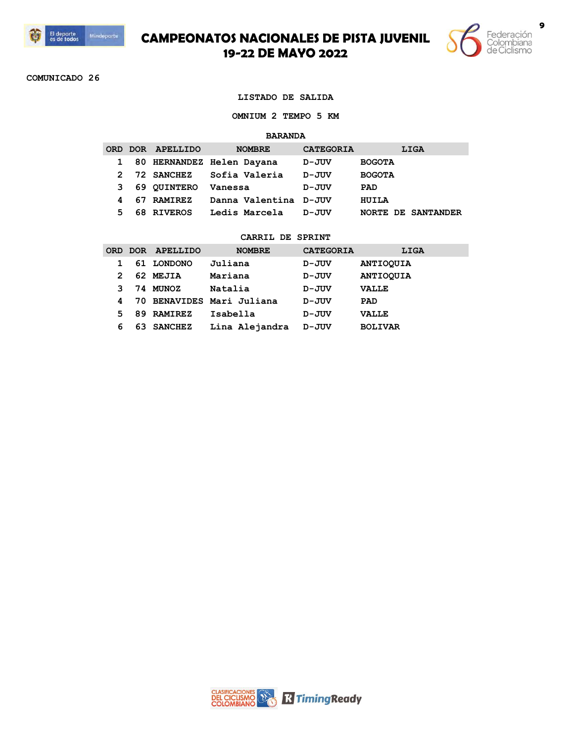# CAMPEONATOS NACIONALES DE PISTA JUVENIL
## 19-22 DE MAYO 2022

COMUNICADO 26

### LISTADO DE SALIDA

### OMNIUM 2 TEMPO 5 KM

#### BARANDA

| ORD | DOR | APELLIDO | NOMBRE | CATEGORIA | LIGA |
|---|---|---|---|---|---|
| 1 | 80 | HERNANDEZ | Helen Dayana | D-JUV | BOGOTA |
| 2 | 72 | SANCHEZ | Sofia Valeria | D-JUV | BOGOTA |
| 3 | 69 | QUINTERO | Vanessa | D-JUV | PAD |
| 4 | 67 | RAMIREZ | Danna Valentina | D-JUV | HUILA |
| 5 | 68 | RIVEROS | Ledis Marcela | D-JUV | NORTE DE SANTANDER |

#### CARRIL DE SPRINT

| ORD | DOR | APELLIDO | NOMBRE | CATEGORIA | LIGA |
|---|---|---|---|---|---|
| 1 | 61 | LONDONO | Juliana | D-JUV | ANTIOQUIA |
| 2 | 62 | MEJIA | Mariana | D-JUV | ANTIOQUIA |
| 3 | 74 | MUNOZ | Natalia | D-JUV | VALLE |
| 4 | 70 | BENAVIDES | Mari Juliana | D-JUV | PAD |
| 5 | 89 | RAMIREZ | Isabella | D-JUV | VALLE |
| 6 | 63 | SANCHEZ | Lina Alejandra | D-JUV | BOLIVAR |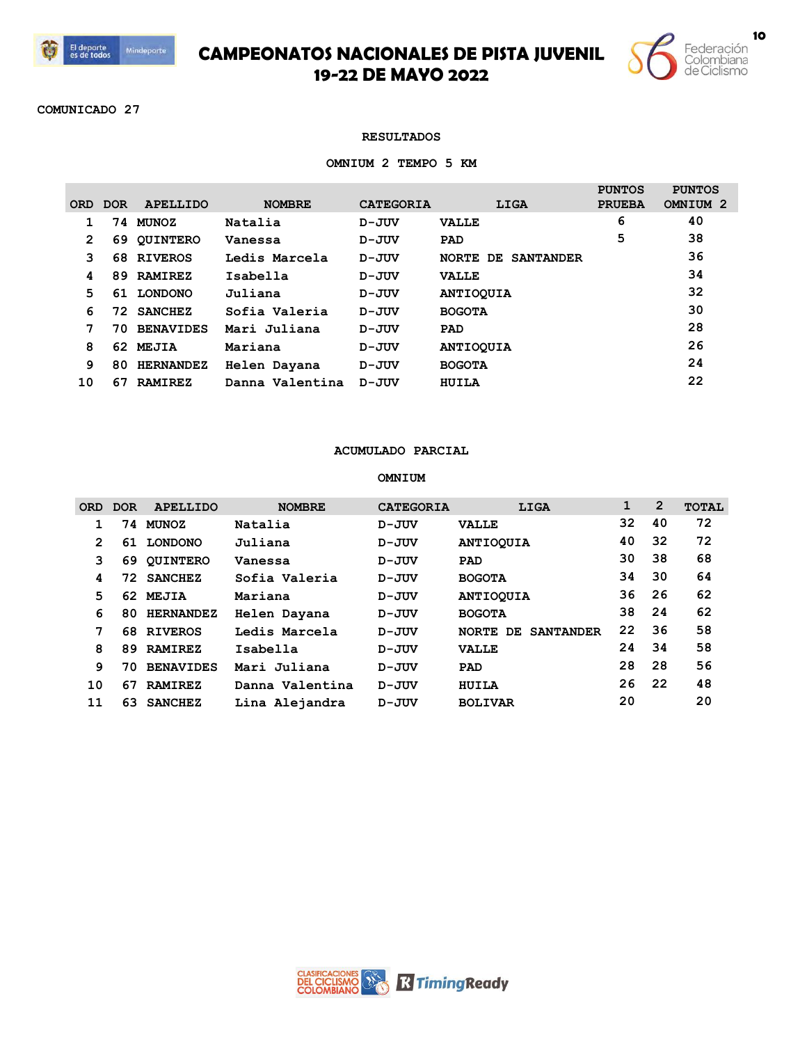# CAMPEONATOS NACIONALES DE PISTA JUVENIL
## 19-22 DE MAYO 2022

COMUNICADO 27

### RESULTADOS

### OMNIUM 2 TEMPO 5 KM

| ORD | DOR | APELLIDO | NOMBRE | CATEGORIA | LIGA | PUNTOS PRUEBA | PUNTOS OMNIUM 2 |
|---|---|---|---|---|---|---|---|
| 1 | 74 | MUNOZ | Natalia | D-JUV | VALLE | 6 | 40 |
| 2 | 69 | QUINTERO | Vanessa | D-JUV | PAD | 5 | 38 |
| 3 | 68 | RIVEROS | Ledis Marcela | D-JUV | NORTE DE SANTANDER | | 36 |
| 4 | 89 | RAMIREZ | Isabella | D-JUV | VALLE | | 34 |
| 5 | 61 | LONDONO | Juliana | D-JUV | ANTIOQUIA | | 32 |
| 6 | 72 | SANCHEZ | Sofia Valeria | D-JUV | BOGOTA | | 30 |
| 7 | 70 | BENAVIDES | Mari Juliana | D-JUV | PAD | | 28 |
| 8 | 62 | MEJIA | Mariana | D-JUV | ANTIOQUIA | | 26 |
| 9 | 80 | HERNANDEZ | Helen Dayana | D-JUV | BOGOTA | | 24 |
| 10 | 67 | RAMIREZ | Danna Valentina | D-JUV | HUILA | | 22 |

### ACUMULADO PARCIAL

### OMNIUM

| ORD | DOR | APELLIDO | NOMBRE | CATEGORIA | LIGA | 1 | 2 | TOTAL |
|---|---|---|---|---|---|---|---|---|
| 1 | 74 | MUNOZ | Natalia | D-JUV | VALLE | 32 | 40 | 72 |
| 2 | 61 | LONDONO | Juliana | D-JUV | ANTIOQUIA | 40 | 32 | 72 |
| 3 | 69 | QUINTERO | Vanessa | D-JUV | PAD | 30 | 38 | 68 |
| 4 | 72 | SANCHEZ | Sofia Valeria | D-JUV | BOGOTA | 34 | 30 | 64 |
| 5 | 62 | MEJIA | Mariana | D-JUV | ANTIOQUIA | 36 | 26 | 62 |
| 6 | 80 | HERNANDEZ | Helen Dayana | D-JUV | BOGOTA | 38 | 24 | 62 |
| 7 | 68 | RIVEROS | Ledis Marcela | D-JUV | NORTE DE SANTANDER | 22 | 36 | 58 |
| 8 | 89 | RAMIREZ | Isabella | D-JUV | VALLE | 24 | 34 | 58 |
| 9 | 70 | BENAVIDES | Mari Juliana | D-JUV | PAD | 28 | 28 | 56 |
| 10 | 67 | RAMIREZ | Danna Valentina | D-JUV | HUILA | 26 | 22 | 48 |
| 11 | 63 | SANCHEZ | Lina Alejandra | D-JUV | BOLIVAR | 20 | | 20 |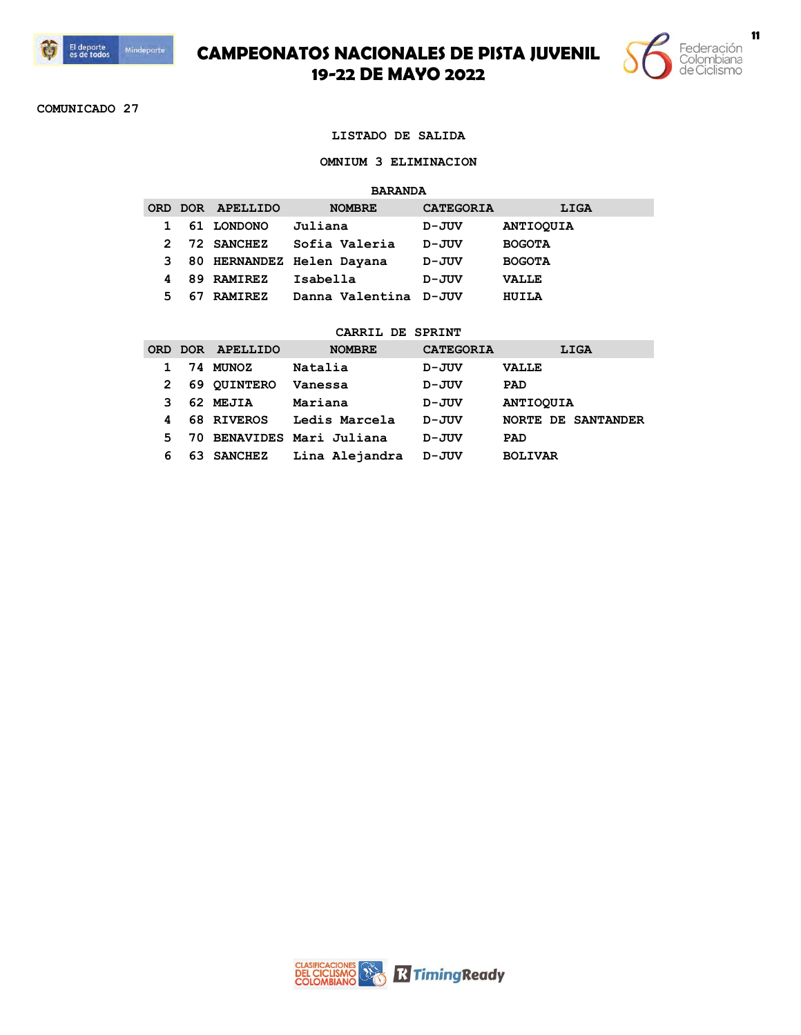# CAMPEONATOS NACIONALES DE PISTA JUVENIL
## 19-22 DE MAYO 2022

COMUNICADO 27

LISTADO DE SALIDA

OMNIUM 3 ELIMINACION

BARANDA

| ORD | DOR | APELLIDO | NOMBRE | CATEGORIA | LIGA |
|---|---|---|---|---|---|
| 1 | 61 | LONDONO | Juliana | D-JUV | ANTIOQUIA |
| 2 | 72 | SANCHEZ | Sofia Valeria | D-JUV | BOGOTA |
| 3 | 80 | HERNANDEZ | Helen Dayana | D-JUV | BOGOTA |
| 4 | 89 | RAMIREZ | Isabella | D-JUV | VALLE |
| 5 | 67 | RAMIREZ | Danna Valentina | D-JUV | HUILA |

CARRIL DE SPRINT

| ORD | DOR | APELLIDO | NOMBRE | CATEGORIA | LIGA |
|---|---|---|---|---|---|
| 1 | 74 | MUNOZ | Natalia | D-JUV | VALLE |
| 2 | 69 | QUINTERO | Vanessa | D-JUV | PAD |
| 3 | 62 | MEJIA | Mariana | D-JUV | ANTIOQUIA |
| 4 | 68 | RIVEROS | Ledis Marcela | D-JUV | NORTE DE SANTANDER |
| 5 | 70 | BENAVIDES | Mari Juliana | D-JUV | PAD |
| 6 | 63 | SANCHEZ | Lina Alejandra | D-JUV | BOLIVAR |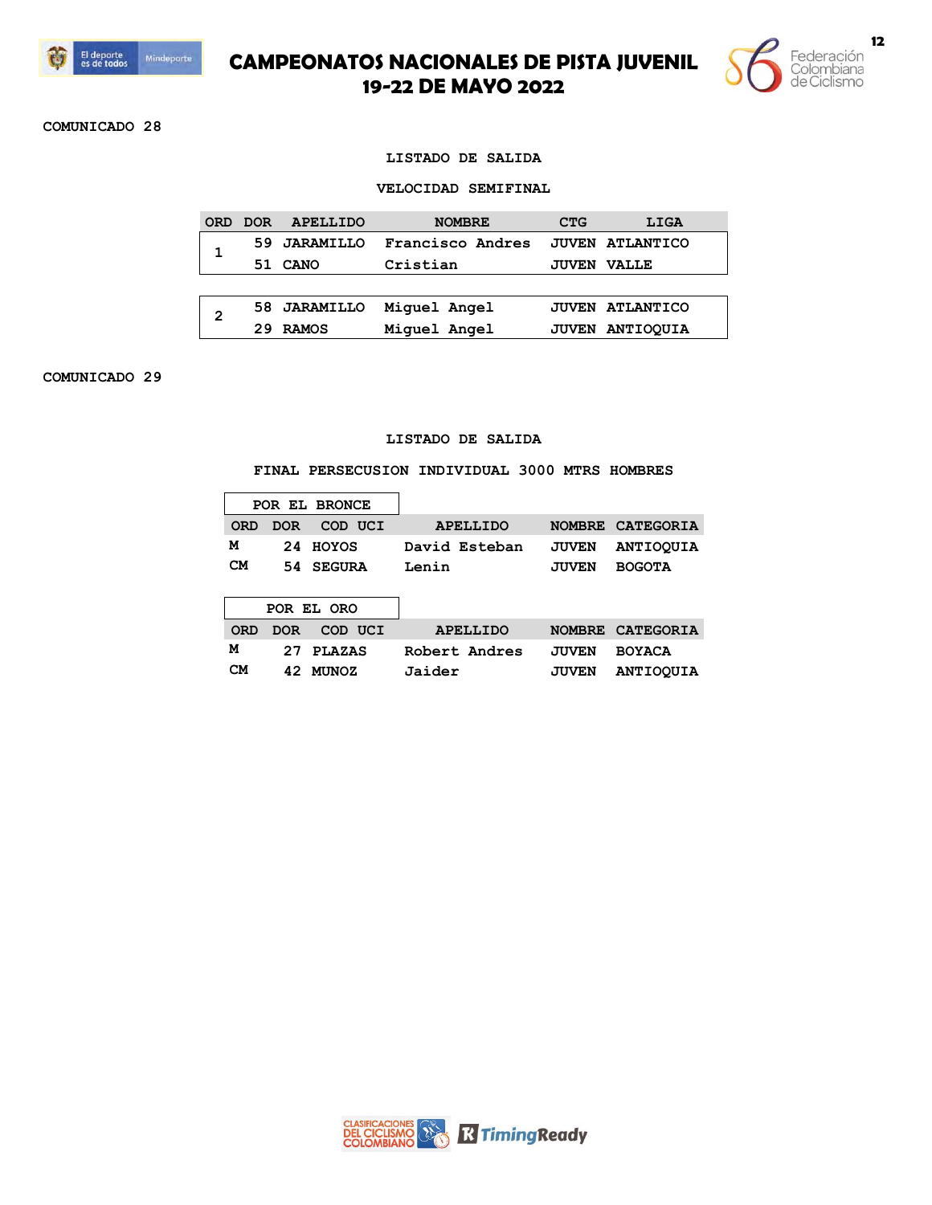# CAMPEONATOS NACIONALES DE PISTA JUVENIL
## 19-22 DE MAYO 2022

COMUNICADO 28

LISTADO DE SALIDA

VELOCIDAD SEMIFINAL

| ORD | DOR | APELLIDO | NOMBRE | CTG | LIGA |
|---|---|---|---|---|---|
| 1 | 59 | JARAMILLO | Francisco Andres | JUVEN | ATLANTICO |
| | 51 | CANO | Cristian | JUVEN | VALLE |
| 2 | 58 | JARAMILLO | Miguel Angel | JUVEN | ATLANTICO |
| | 29 | RAMOS | Miguel Angel | JUVEN | ANTIOQUIA |

COMUNICADO 29

LISTADO DE SALIDA

FINAL PERSECUSION INDIVIDUAL 3000 MTRS HOMBRES

POR EL BRONCE

| ORD | DOR | COD UCI | APELLIDO | NOMBRE | CATEGORIA |
|---|---|---|---|---|---|
| M | 24 | HOYOS | David Esteban | JUVEN | ANTIOQUIA |
| CM | 54 | SEGURA | Lenin | JUVEN | BOGOTA |

POR EL ORO

| ORD | DOR | COD UCI | APELLIDO | NOMBRE | CATEGORIA |
|---|---|---|---|---|---|
| M | 27 | PLAZAS | Robert Andres | JUVEN | BOYACA |
| CM | 42 | MUNOZ | Jaider | JUVEN | ANTIOQUIA |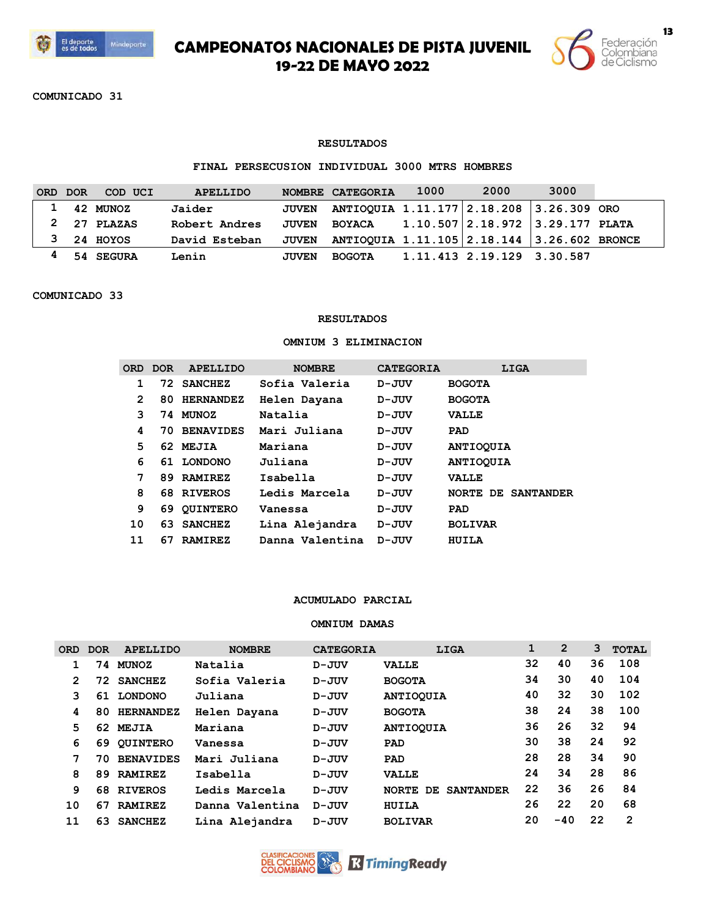# CAMPEONATOS NACIONALES DE PISTA JUVENIL
## 19-22 DE MAYO 2022

COMUNICADO 31

### RESULTADOS

### FINAL PERSECUSION INDIVIDUAL 3000 MTRS HOMBRES

| ORD | DOR | COD UCI | APELLIDO | NOMBRE | CATEGORIA | 1000 | 2000 | 3000 | |
|---|---|---|---|---|---|---|---|---|---|
| 1 | 42 | MUNOZ | Jaider | JUVEN | ANTIOQUIA | 1.11.177 | 2.18.208 | 3.26.309 | ORO |
| 2 | 27 | PLAZAS | Robert Andres | JUVEN | BOYACA | 1.10.507 | 2.18.972 | 3.29.177 | PLATA |
| 3 | 24 | HOYOS | David Esteban | JUVEN | ANTIOQUIA | 1.11.105 | 2.18.144 | 3.26.602 | BRONCE |
| 4 | 54 | SEGURA | Lenin | JUVEN | BOGOTA | 1.11.413 | 2.19.129 | 3.30.587 | |

COMUNICADO 33

### RESULTADOS

### OMNIUM 3 ELIMINACION

| ORD | DOR | APELLIDO | NOMBRE | CATEGORIA | LIGA |
|---|---|---|---|---|---|
| 1 | 72 | SANCHEZ | Sofia Valeria | D-JUV | BOGOTA |
| 2 | 80 | HERNANDEZ | Helen Dayana | D-JUV | BOGOTA |
| 3 | 74 | MUNOZ | Natalia | D-JUV | VALLE |
| 4 | 70 | BENAVIDES | Mari Juliana | D-JUV | PAD |
| 5 | 62 | MEJIA | Mariana | D-JUV | ANTIOQUIA |
| 6 | 61 | LONDONO | Juliana | D-JUV | ANTIOQUIA |
| 7 | 89 | RAMIREZ | Isabella | D-JUV | VALLE |
| 8 | 68 | RIVEROS | Ledis Marcela | D-JUV | NORTE DE SANTANDER |
| 9 | 69 | QUINTERO | Vanessa | D-JUV | PAD |
| 10 | 63 | SANCHEZ | Lina Alejandra | D-JUV | BOLIVAR |
| 11 | 67 | RAMIREZ | Danna Valentina | D-JUV | HUILA |

### ACUMULADO PARCIAL

### OMNIUM DAMAS

| ORD | DOR | APELLIDO | NOMBRE | CATEGORIA | LIGA | 1 | 2 | 3 | TOTAL |
|---|---|---|---|---|---|---|---|---|---|
| 1 | 74 | MUNOZ | Natalia | D-JUV | VALLE | 32 | 40 | 36 | 108 |
| 2 | 72 | SANCHEZ | Sofia Valeria | D-JUV | BOGOTA | 34 | 30 | 40 | 104 |
| 3 | 61 | LONDONO | Juliana | D-JUV | ANTIOQUIA | 40 | 32 | 30 | 102 |
| 4 | 80 | HERNANDEZ | Helen Dayana | D-JUV | BOGOTA | 38 | 24 | 38 | 100 |
| 5 | 62 | MEJIA | Mariana | D-JUV | ANTIOQUIA | 36 | 26 | 32 | 94 |
| 6 | 69 | QUINTERO | Vanessa | D-JUV | PAD | 30 | 38 | 24 | 92 |
| 7 | 70 | BENAVIDES | Mari Juliana | D-JUV | PAD | 28 | 28 | 34 | 90 |
| 8 | 89 | RAMIREZ | Isabella | D-JUV | VALLE | 24 | 34 | 28 | 86 |
| 9 | 68 | RIVEROS | Ledis Marcela | D-JUV | NORTE DE SANTANDER | 22 | 36 | 26 | 84 |
| 10 | 67 | RAMIREZ | Danna Valentina | D-JUV | HUILA | 26 | 22 | 20 | 68 |
| 11 | 63 | SANCHEZ | Lina Alejandra | D-JUV | BOLIVAR | 20 | -40 | 22 | 2 |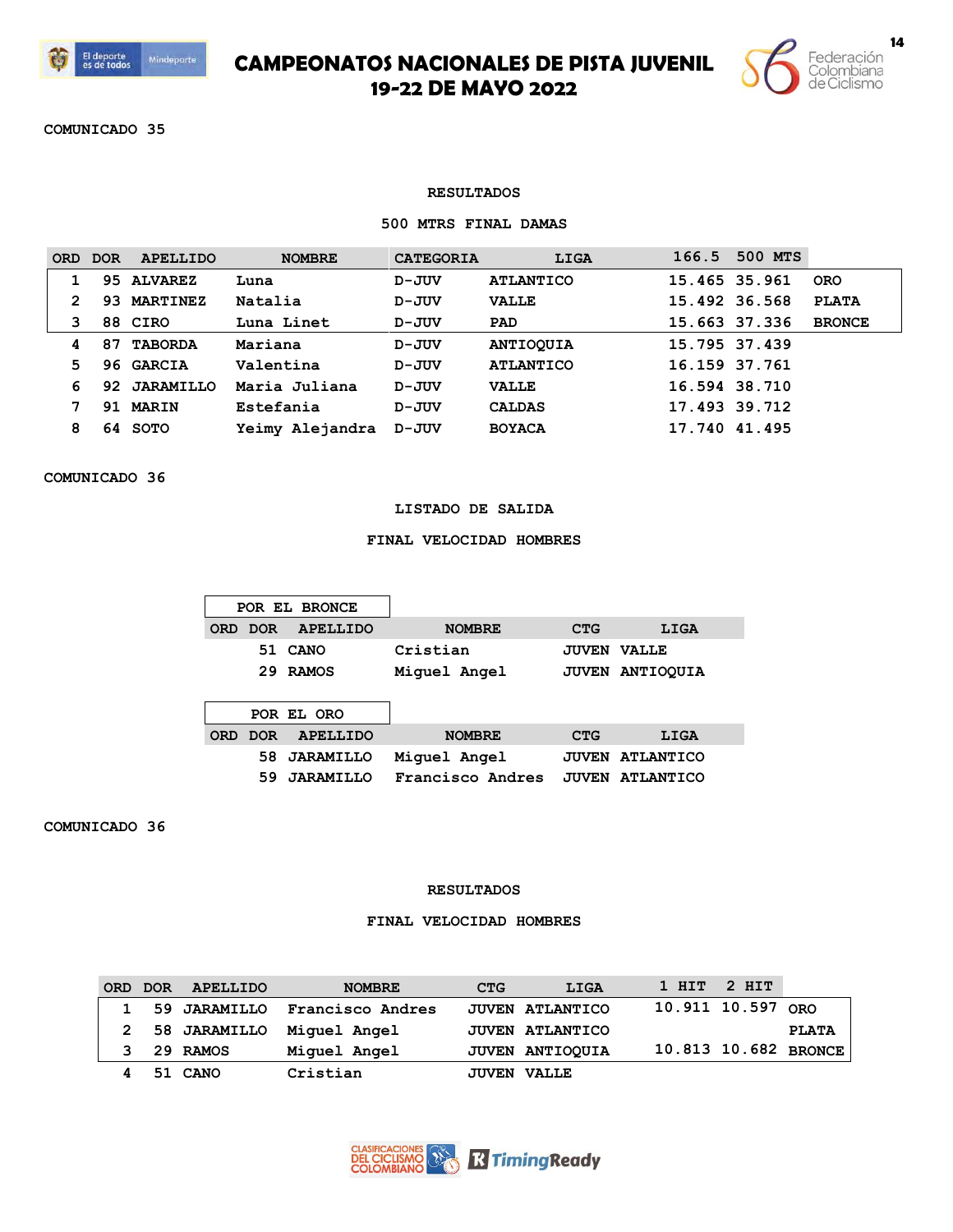# CAMPEONATOS NACIONALES DE PISTA JUVENIL
## 19-22 DE MAYO 2022

COMUNICADO 35

### RESULTADOS

### 500 MTRS FINAL DAMAS

| ORD | DOR | APELLIDO | NOMBRE | CATEGORIA | LIGA | 166.5 | 500 MTS | |
|---|---|---|---|---|---|---|---|---|
| 1 | 95 | ALVAREZ | Luna | D-JUV | ATLANTICO | 15.465 | 35.961 | ORO |
| 2 | 93 | MARTINEZ | Natalia | D-JUV | VALLE | 15.492 | 36.568 | PLATA |
| 3 | 88 | CIRO | Luna Linet | D-JUV | PAD | 15.663 | 37.336 | BRONCE |
| 4 | 87 | TABORDA | Mariana | D-JUV | ANTIOQUIA | 15.795 | 37.439 | |
| 5 | 96 | GARCIA | Valentina | D-JUV | ATLANTICO | 16.159 | 37.761 | |
| 6 | 92 | JARAMILLO | Maria Juliana | D-JUV | VALLE | 16.594 | 38.710 | |
| 7 | 91 | MARIN | Estefania | D-JUV | CALDAS | 17.493 | 39.712 | |
| 8 | 64 | SOTO | Yeimy Alejandra | D-JUV | BOYACA | 17.740 | 41.495 | |

COMUNICADO 36

### LISTADO DE SALIDA

### FINAL VELOCIDAD HOMBRES

POR EL BRONCE

| ORD | DOR | APELLIDO | NOMBRE | CTG | LIGA |
|---|---|---|---|---|---|
| | 51 | CANO | Cristian | JUVEN | VALLE |
| | 29 | RAMOS | Miguel Angel | JUVEN | ANTIOQUIA |

POR EL ORO

| ORD | DOR | APELLIDO | NOMBRE | CTG | LIGA |
|---|---|---|---|---|---|
| | 58 | JARAMILLO | Miguel Angel | JUVEN | ATLANTICO |
| | 59 | JARAMILLO | Francisco Andres | JUVEN | ATLANTICO |

COMUNICADO 36

### RESULTADOS

### FINAL VELOCIDAD HOMBRES

| ORD | DOR | APELLIDO | NOMBRE | CTG | LIGA | 1 HIT | 2 HIT | |
|---|---|---|---|---|---|---|---|---|
| 1 | 59 | JARAMILLO | Francisco Andres | JUVEN | ATLANTICO | 10.911 | 10.597 | ORO |
| 2 | 58 | JARAMILLO | Miguel Angel | JUVEN | ATLANTICO | | | PLATA |
| 3 | 29 | RAMOS | Miguel Angel | JUVEN | ANTIOQUIA | 10.813 | 10.682 | BRONCE |
| 4 | 51 | CANO | Cristian | JUVEN | VALLE | | | |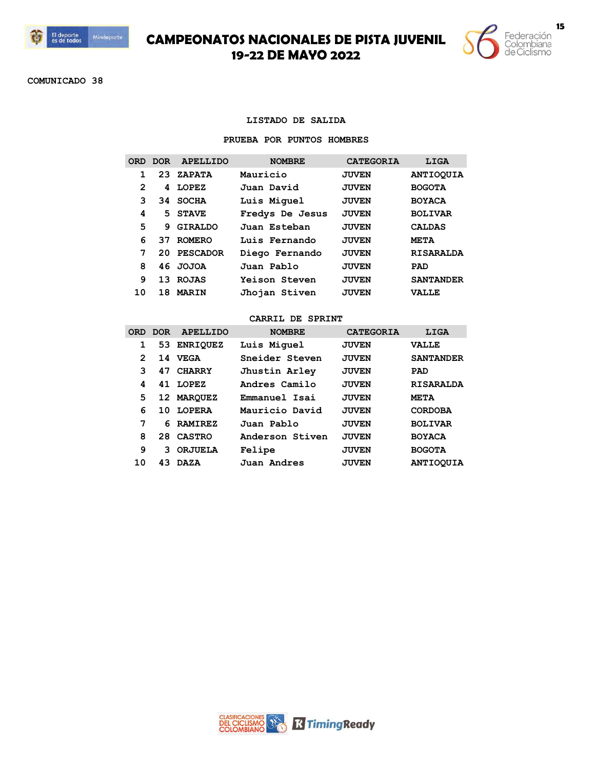# CAMPEONATOS NACIONALES DE PISTA JUVENIL
## 19-22 DE MAYO 2022

COMUNICADO 38

### LISTADO DE SALIDA

#### PRUEBA POR PUNTOS HOMBRES

| ORD | DOR | APELLIDO | NOMBRE | CATEGORIA | LIGA |
|---|---|---|---|---|---|
| 1 | 23 | ZAPATA | Mauricio | JUVEN | ANTIOQUIA |
| 2 | 4 | LOPEZ | Juan David | JUVEN | BOGOTA |
| 3 | 34 | SOCHA | Luis Miguel | JUVEN | BOYACA |
| 4 | 5 | STAVE | Fredys De Jesus | JUVEN | BOLIVAR |
| 5 | 9 | GIRALDO | Juan Esteban | JUVEN | CALDAS |
| 6 | 37 | ROMERO | Luis Fernando | JUVEN | META |
| 7 | 20 | PESCADOR | Diego Fernando | JUVEN | RISARALDA |
| 8 | 46 | JOJOA | Juan Pablo | JUVEN | PAD |
| 9 | 13 | ROJAS | Yeison Steven | JUVEN | SANTANDER |
| 10 | 18 | MARIN | Jhojan Stiven | JUVEN | VALLE |

#### CARRIL DE SPRINT

| ORD | DOR | APELLIDO | NOMBRE | CATEGORIA | LIGA |
|---|---|---|---|---|---|
| 1 | 53 | ENRIQUEZ | Luis Miguel | JUVEN | VALLE |
| 2 | 14 | VEGA | Sneider Steven | JUVEN | SANTANDER |
| 3 | 47 | CHARRY | Jhustin Arley | JUVEN | PAD |
| 4 | 41 | LOPEZ | Andres Camilo | JUVEN | RISARALDA |
| 5 | 12 | MARQUEZ | Emmanuel Isai | JUVEN | META |
| 6 | 10 | LOPERA | Mauricio David | JUVEN | CORDOBA |
| 7 | 6 | RAMIREZ | Juan Pablo | JUVEN | BOLIVAR |
| 8 | 28 | CASTRO | Anderson Stiven | JUVEN | BOYACA |
| 9 | 3 | ORJUELA | Felipe | JUVEN | BOGOTA |
| 10 | 43 | DAZA | Juan Andres | JUVEN | ANTIOQUIA |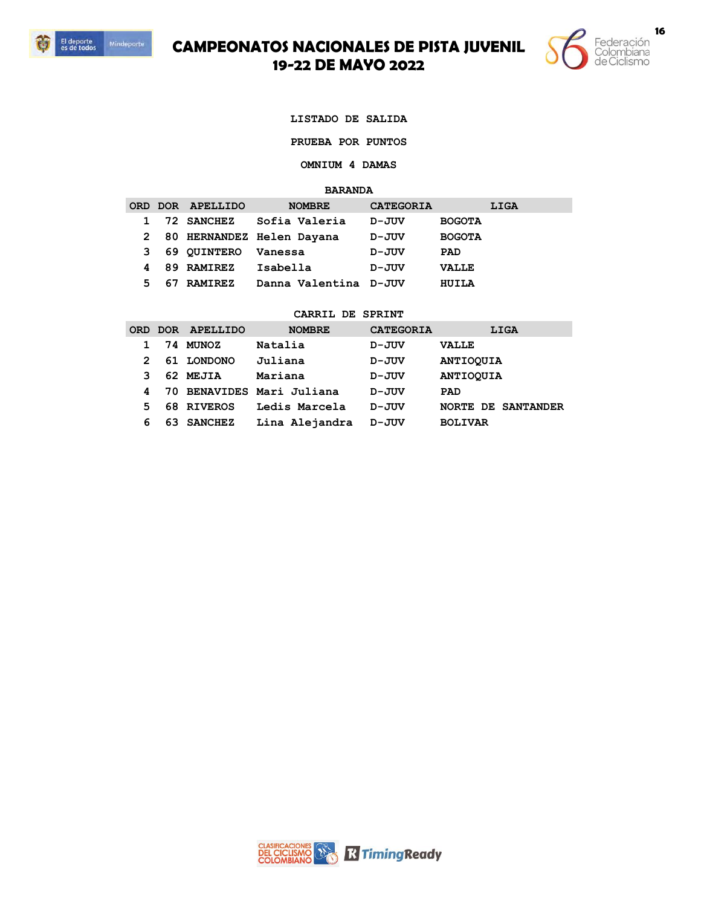# CAMPEONATOS NACIONALES DE PISTA JUVENIL
## 19-22 DE MAYO 2022

LISTADO DE SALIDA

PRUEBA POR PUNTOS

OMNIUM 4 DAMAS

BARANDA

| ORD | DOR | APELLIDO | NOMBRE | CATEGORIA | LIGA |
|---|---|---|---|---|---|
| 1 | 72 | SANCHEZ | Sofia Valeria | D-JUV | BOGOTA |
| 2 | 80 | HERNANDEZ | Helen Dayana | D-JUV | BOGOTA |
| 3 | 69 | QUINTERO | Vanessa | D-JUV | PAD |
| 4 | 89 | RAMIREZ | Isabella | D-JUV | VALLE |
| 5 | 67 | RAMIREZ | Danna Valentina | D-JUV | HUILA |

CARRIL DE SPRINT

| ORD | DOR | APELLIDO | NOMBRE | CATEGORIA | LIGA |
|---|---|---|---|---|---|
| 1 | 74 | MUNOZ | Natalia | D-JUV | VALLE |
| 2 | 61 | LONDONO | Juliana | D-JUV | ANTIOQUIA |
| 3 | 62 | MEJIA | Mariana | D-JUV | ANTIOQUIA |
| 4 | 70 | BENAVIDES | Mari Juliana | D-JUV | PAD |
| 5 | 68 | RIVEROS | Ledis Marcela | D-JUV | NORTE DE SANTANDER |
| 6 | 63 | SANCHEZ | Lina Alejandra | D-JUV | BOLIVAR |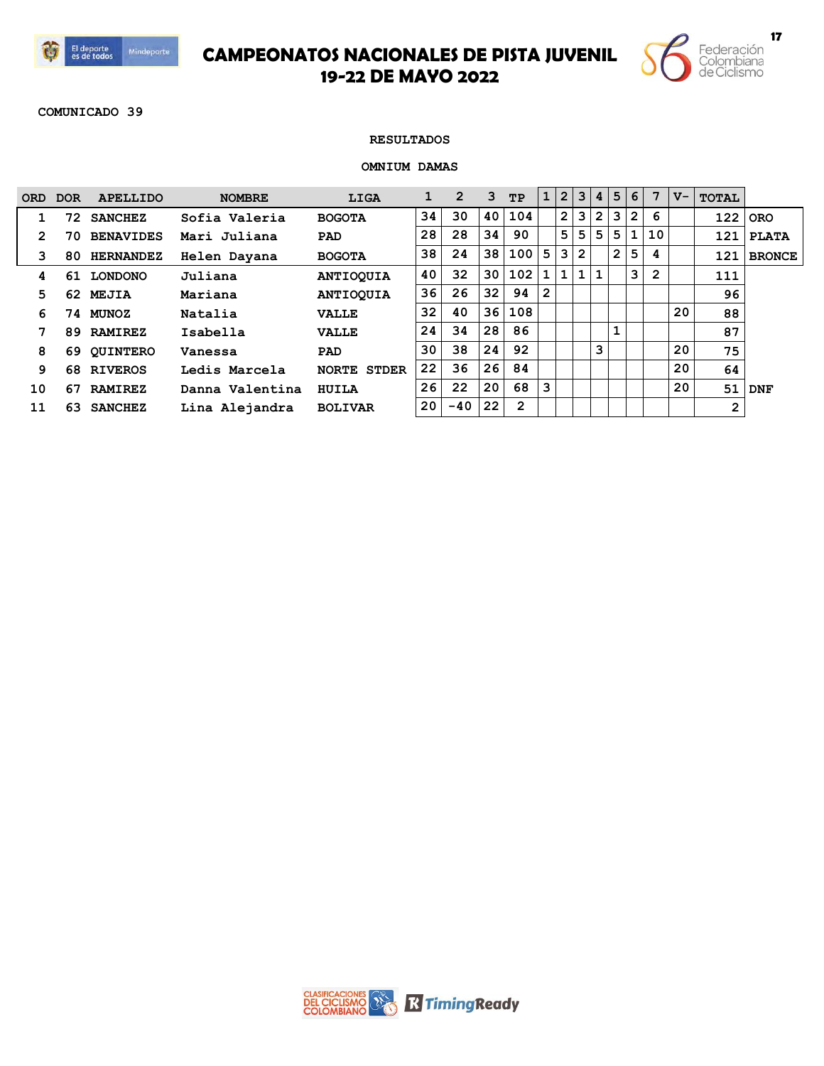# CAMPEONATOS NACIONALES DE PISTA JUVENIL
## 19-22 DE MAYO 2022

COMUNICADO 39

RESULTADOS

OMNIUM DAMAS

| ORD | DOR | APELLIDO | NOMBRE | LIGA | 1 | 2 | 3 | TP | 1 | 2 | 3 | 4 | 5 | 6 | 7 | V- | TOTAL | |
|---|---|---|---|---|---|---|---|---|---|---|---|---|---|---|---|---|---|---|
| 1 | 72 | SANCHEZ | Sofia Valeria | BOGOTA | 34 | 30 | 40 | 104 | | 2 | 3 | 2 | 3 | 2 | 6 | | 122 | ORO |
| 2 | 70 | BENAVIDES | Mari Juliana | PAD | 28 | 28 | 34 | 90 | | 5 | 5 | 5 | 5 | 1 | 10 | | 121 | PLATA |
| 3 | 80 | HERNANDEZ | Helen Dayana | BOGOTA | 38 | 24 | 38 | 100 | 5 | 3 | 2 | | 2 | 5 | 4 | | 121 | BRONCE |
| 4 | 61 | LONDONO | Juliana | ANTIOQUIA | 40 | 32 | 30 | 102 | 1 | 1 | 1 | 1 | | 3 | 2 | | 111 | |
| 5 | 62 | MEJIA | Mariana | ANTIOQUIA | 36 | 26 | 32 | 94 | 2 | | | | | | | | 96 | |
| 6 | 74 | MUNOZ | Natalia | VALLE | 32 | 40 | 36 | 108 | | | | | | | | 20 | 88 | |
| 7 | 89 | RAMIREZ | Isabella | VALLE | 24 | 34 | 28 | 86 | | | | | 1 | | | | 87 | |
| 8 | 69 | QUINTERO | Vanessa | PAD | 30 | 38 | 24 | 92 | | | | 3 | | | | 20 | 75 | |
| 9 | 68 | RIVEROS | Ledis Marcela | NORTE STDER | 22 | 36 | 26 | 84 | | | | | | | | 20 | 64 | |
| 10 | 67 | RAMIREZ | Danna Valentina | HUILA | 26 | 22 | 20 | 68 | 3 | | | | | | | 20 | 51 | DNF |
| 11 | 63 | SANCHEZ | Lina Alejandra | BOLIVAR | 20 | -40 | 22 | 2 | | | | | | | | | 2 | |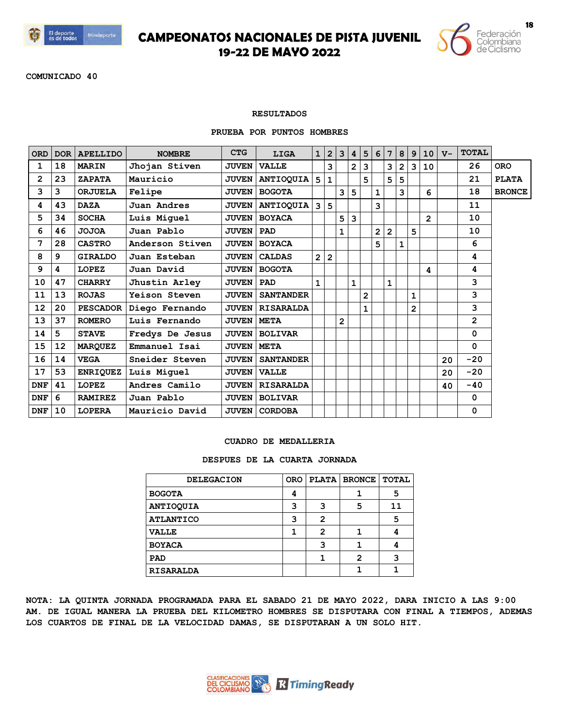# CAMPEONATOS NACIONALES DE PISTA JUVENIL
## 19-22 DE MAYO 2022

COMUNICADO 40

### RESULTADOS

### PRUEBA POR PUNTOS HOMBRES

| ORD | DOR | APELLIDO | NOMBRE | CTG | LIGA | 1 | 2 | 3 | 4 | 5 | 6 | 7 | 8 | 9 | 10 | V- | TOTAL | |
|---|---|---|---|---|---|---|---|---|---|---|---|---|---|---|---|---|---|---|
| 1 | 18 | MARIN | Jhojan Stiven | JUVEN | VALLE | | 3 | | 2 | 3 | | 3 | 2 | 3 | 10 | | 26 | ORO |
| 2 | 23 | ZAPATA | Mauricio | JUVEN | ANTIOQUIA | 5 | 1 | | | 5 | | 5 | 5 | | | | 21 | PLATA |
| 3 | 3 | ORJUELA | Felipe | JUVEN | BOGOTA | | | 3 | 5 | | 1 | | 3 | | 6 | | 18 | BRONCE |
| 4 | 43 | DAZA | Juan Andres | JUVEN | ANTIOQUIA | 3 | 5 | | | | 3 | | | | | | 11 | |
| 5 | 34 | SOCHA | Luis Miguel | JUVEN | BOYACA | | | 5 | 3 | | | | | | 2 | | 10 | |
| 6 | 46 | JOJOA | Juan Pablo | JUVEN | PAD | | | 1 | | | 2 | 2 | | 5 | | | 10 | |
| 7 | 28 | CASTRO | Anderson Stiven | JUVEN | BOYACA | | | | | | 5 | | 1 | | | | 6 | |
| 8 | 9 | GIRALDO | Juan Esteban | JUVEN | CALDAS | 2 | 2 | | | | | | | | | | 4 | |
| 9 | 4 | LOPEZ | Juan David | JUVEN | BOGOTA | | | | | | | | | | 4 | | 4 | |
| 10 | 47 | CHARRY | Jhustin Arley | JUVEN | PAD | 1 | | | 1 | | | 1 | | | | | 3 | |
| 11 | 13 | ROJAS | Yeison Steven | JUVEN | SANTANDER | | | | | 2 | | | | 1 | | | 3 | |
| 12 | 20 | PESCADOR | Diego Fernando | JUVEN | RISARALDA | | | | | 1 | | | | 2 | | | 3 | |
| 13 | 37 | ROMERO | Luis Fernando | JUVEN | META | | | 2 | | | | | | | | | 2 | |
| 14 | 5 | STAVE | Fredys De Jesus | JUVEN | BOLIVAR | | | | | | | | | | | | 0 | |
| 15 | 12 | MARQUEZ | Emmanuel Isai | JUVEN | META | | | | | | | | | | | | 0 | |
| 16 | 14 | VEGA | Sneider Steven | JUVEN | SANTANDER | | | | | | | | | | | 20 | -20 | |
| 17 | 53 | ENRIQUEZ | Luis Miguel | JUVEN | VALLE | | | | | | | | | | | 20 | -20 | |
| DNF | 41 | LOPEZ | Andres Camilo | JUVEN | RISARALDA | | | | | | | | | | | 40 | -40 | |
| DNF | 6 | RAMIREZ | Juan Pablo | JUVEN | BOLIVAR | | | | | | | | | | | | 0 | |
| DNF | 10 | LOPERA | Mauricio David | JUVEN | CORDOBA | | | | | | | | | | | | 0 | |

### CUADRO DE MEDALLERIA

### DESPUES DE LA CUARTA JORNADA

| DELEGACION | ORO | PLATA | BRONCE | TOTAL |
|---|---|---|---|---|
| BOGOTA | 4 | | 1 | 5 |
| ANTIOQUIA | 3 | 3 | 5 | 11 |
| ATLANTICO | 3 | 2 | | 5 |
| VALLE | 1 | 2 | 1 | 4 |
| BOYACA | | 3 | 1 | 4 |
| PAD | | 1 | 2 | 3 |
| RISARALDA | | | 1 | 1 |

**NOTA: LA QUINTA JORNADA PROGRAMADA PARA EL SABADO 21 DE MAYO 2022, DARA INICIO A LAS 9:00 AM. DE IGUAL MANERA LA PRUEBA DEL KILOMETRO HOMBRES SE DISPUTARA CON FINAL A TIEMPOS, ADEMAS LOS CUARTOS DE FINAL DE LA VELOCIDAD DAMAS, SE DISPUTARAN A UN SOLO HIT.**